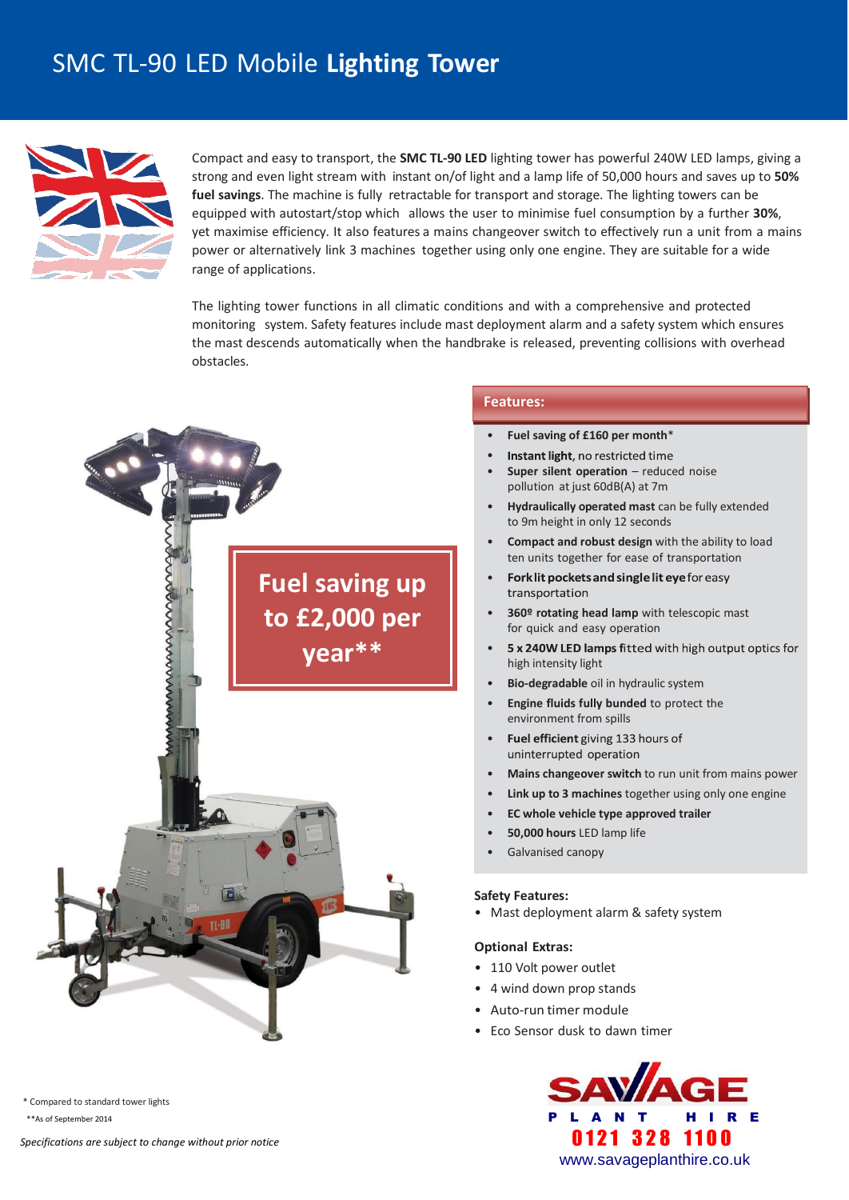# SMC TL-90 LED Mobile **Lighting Tower**

Compact and easy to transport, the **SMC TL-90 LED** lighting tower has powerful 240W LED lamps, giving a strong and even light stream with instant on/of light and a lamp life of 50,000 hours and saves up to **50% fuel savings**. The machine is fully retractable for transport and storage. The lighting towers can be equipped with autostart/stop which allows the user to minimise fuel consumption by a further **30%**, yet maximise efficiency. It also features a mains changeover switch to effectively run a unit from a mains power or alternatively link 3 machines together using only one engine. They are suitable for a wide range of applications.

The lighting tower functions in all climatic conditions and with a comprehensive and protected monitoring system. Safety features include mast deployment alarm and a safety system which ensures the mast descends automatically when the handbrake is released, preventing collisions with overhead obstacles.

**Fuel saving up to £2,000 per year****

## Features:

- **Fuel saving of £160 per month***
- **Instant light**, no restricted time
- **Super silent operation** – reduced noise pollution at just 60dB(A) at 7m
- **Hydraulically operated mast** can be fully extended to 9m height in only 12 seconds
- **Compact and robust design** with the ability to load ten units together for ease of transportation
- **Fork lit pockets and single lit eye** for easy transportation
- **360º rotating head lamp** with telescopic mast for quick and easy operation
- **5 x 240W LED lamps** fitted with high output optics for high intensity light
- **Bio-degradable** oil in hydraulic system
- **Engine fluids fully bunded** to protect the environment from spills
- **Fuel efficient** giving 133 hours of uninterrupted operation
- **Mains changeover switch** to run unit from mains power
- **Link up to 3 machines** together using only one engine
- **EC whole vehicle type approved trailer**
- **50,000 hours** LED lamp life
- Galvanised canopy

### Safety Features:

- Mast deployment alarm & safety system

### Optional Extras:

- 110 Volt power outlet
- 4 wind down prop stands
- Auto-run timer module
- Eco Sensor dusk to dawn timer

* Compared to standard tower lights

**As of September 2014

*Specifications are subject to change without prior notice*

SAVAGE PLANT HIRE
0121 328 1100
www.savageplanthire.co.uk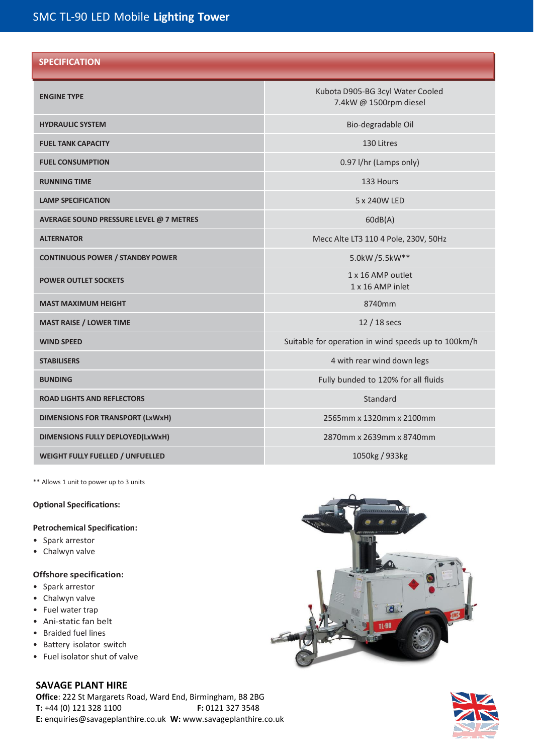# SMC TL-90 LED Mobile **Lighting Tower**

## SPECIFICATION

| | |
|---|---|
| **ENGINE TYPE** | Kubota D905-BG 3cyl Water Cooled 7.4kW @ 1500rpm diesel |
| **HYDRAULIC SYSTEM** | Bio-degradable Oil |
| **FUEL TANK CAPACITY** | 130 Litres |
| **FUEL CONSUMPTION** | 0.97 l/hr (Lamps only) |
| **RUNNING TIME** | 133 Hours |
| **LAMP SPECIFICATION** | 5 x 240W LED |
| **AVERAGE SOUND PRESSURE LEVEL @ 7 METRES** | 60dB(A) |
| **ALTERNATOR** | Mecc Alte LT3 110 4 Pole, 230V, 50Hz |
| **CONTINUOUS POWER / STANDBY POWER** | 5.0kW /5.5kW** |
| **POWER OUTLET SOCKETS** | 1 x 16 AMP outlet<br>1 x 16 AMP inlet |
| **MAST MAXIMUM HEIGHT** | 8740mm |
| **MAST RAISE / LOWER TIME** | 12 / 18 secs |
| **WIND SPEED** | Suitable for operation in wind speeds up to 100km/h |
| **STABILISERS** | 4 with rear wind down legs |
| **BUNDING** | Fully bunded to 120% for all fluids |
| **ROAD LIGHTS AND REFLECTORS** | Standard |
| **DIMENSIONS FOR TRANSPORT (LxWxH)** | 2565mm x 1320mm x 2100mm |
| **DIMENSIONS FULLY DEPLOYED(LxWxH)** | 2870mm x 2639mm x 8740mm |
| **WEIGHT FULLY FUELLED / UNFUELLED** | 1050kg / 933kg |

** Allows 1 unit to power up to 3 units

**Optional Specifications:**

**Petrochemical Specification:**

- Spark arrestor
- Chalwyn valve

**Offshore specification:**

- Spark arrestor
- Chalwyn valve
- Fuel water trap
- Ani-static fan belt
- Braided fuel lines
- Battery isolator switch
- Fuel isolator shut of valve

**SAVAGE PLANT HIRE**

**Office**: 222 St Margarets Road, Ward End, Birmingham, B8 2BG
**T:** +44 (0) 121 328 1100 **F:** 0121 327 3548
**E:** enquiries@savageplanthire.co.uk **W:** www.savageplanthire.co.uk